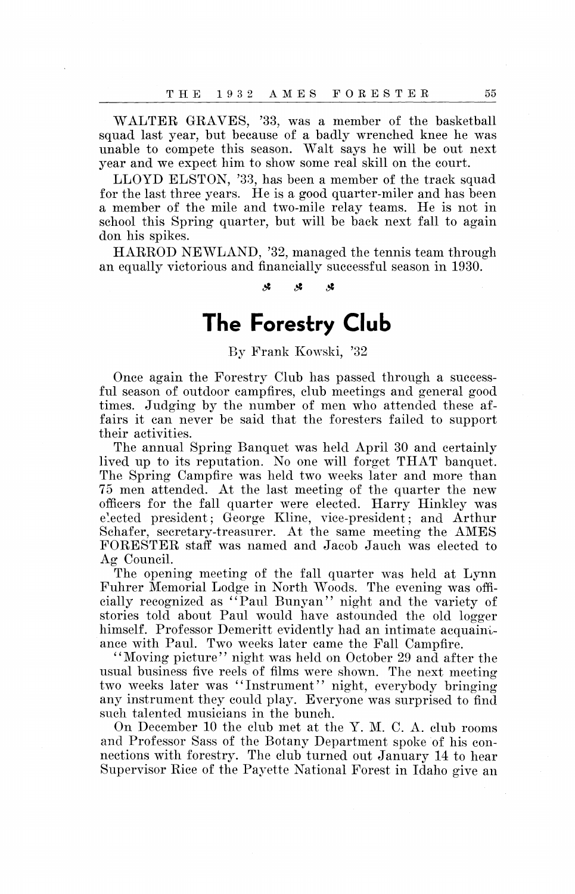WALTER GRAVES, '33, was a member of the basketball squad last year, but because of a badly wrenched knee he was unable to compete this season. Walt says he will be out next year and we expect him to show some real skill on the court.

LLOYD ELSTON, '33, has been a member of the track squad for the last three years. He is a good quarter-miler and has been a member of the mile and two-mile relay teams. He is not in school this Spring quarter, but will be back next fall to again don his spikes.

HARROD NEWLAND, '32, managed the tennis team through an equally victorious and financially successful season in 1930.

❧ ❧ ❧

# The Forestry Club

By Frank Kowski, '32

Once again the Forestry Club has passed through a successful season of outdoor campfires, club meetings and general good times. Judging by the number of men who attended these affairs it can never be said that the foresters failed to support their activities.

The annual Spring Banquet was held April 30 and certainly lived up to its reputation. No one will forget THAT banquet. The Spring Campfire was held two weeks later and more than 75 men attended. At the last meeting of the quarter the new officers for the fall quarter were elected. Harry Hinkley was elected president; George Kline, vice-president; and Arthur Schafer, secretary-treasurer. At the same meeting the AMES FORESTER staff was named and Jacob Jauch was elected to Ag Council.

The opening meeting of the fall quarter was held at Lynn Fuhrer Memorial Lodge in North Woods. The evening was officially recognized as "Paul Bunyan" night and the variety of stories told about Paul would have astounded the old logger himself. Professor Demeritt evidently had an intimate acquaintance with Paul. Two weeks later came the Fall Campfire.

"Moving picture" night was held on October 29 and after the usual business five reels of films were shown. The next meeting two weeks later was "Instrument" night, everybody bringing any instrument they could play. Everyone was surprised to find such talented musicians in the bunch.

On December 10 the club met at the Y. M. C. A. club rooms and Professor Sass of the Botany Department spoke of his connections with forestry. The club turned out January 14 to hear Supervisor Rice of the Payette National Forest in Idaho give an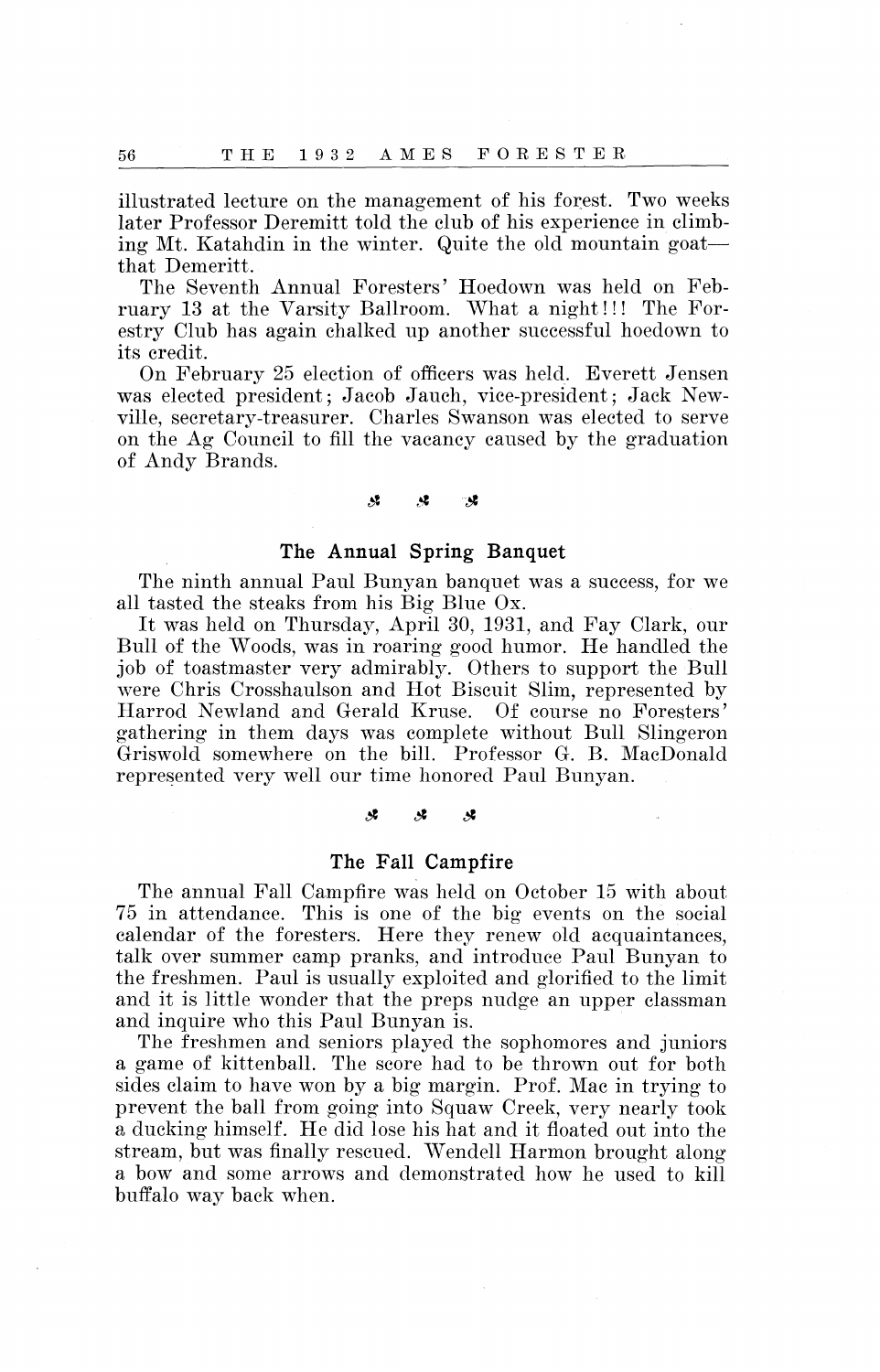illustrated lecture on the management of his forest. Two weeks later Professor Deremitt told the club of his experience in climbing Mt. Katahdin in the winter. Quite the old mountain goat—that Demeritt.

The Seventh Annual Foresters' Hoedown was held on February 13 at the Varsity Ballroom. What a night!!! The Forestry Club has again chalked up another successful hoedown to its credit.

On February 25 election of officers was held. Everett Jensen was elected president; Jacob Jauch, vice-president; Jack Newville, secretary-treasurer. Charles Swanson was elected to serve on the Ag Council to fill the vacancy caused by the graduation of Andy Brands.

### The Annual Spring Banquet

The ninth annual Paul Bunyan banquet was a success, for we all tasted the steaks from his Big Blue Ox.

It was held on Thursday, April 30, 1931, and Fay Clark, our Bull of the Woods, was in roaring good humor. He handled the job of toastmaster very admirably. Others to support the Bull were Chris Crosshaulson and Hot Biscuit Slim, represented by Harrod Newland and Gerald Kruse. Of course no Foresters' gathering in them days was complete without Bull Slingeron Griswold somewhere on the bill. Professor G. B. MacDonald represented very well our time honored Paul Bunyan.

### The Fall Campfire

The annual Fall Campfire was held on October 15 with about 75 in attendance. This is one of the big events on the social calendar of the foresters. Here they renew old acquaintances, talk over summer camp pranks, and introduce Paul Bunyan to the freshmen. Paul is usually exploited and glorified to the limit and it is little wonder that the preps nudge an upper classman and inquire who this Paul Bunyan is.

The freshmen and seniors played the sophomores and juniors a game of kittenball. The score had to be thrown out for both sides claim to have won by a big margin. Prof. Mac in trying to prevent the ball from going into Squaw Creek, very nearly took a ducking himself. He did lose his hat and it floated out into the stream, but was finally rescued. Wendell Harmon brought along a bow and some arrows and demonstrated how he used to kill buffalo way back when.